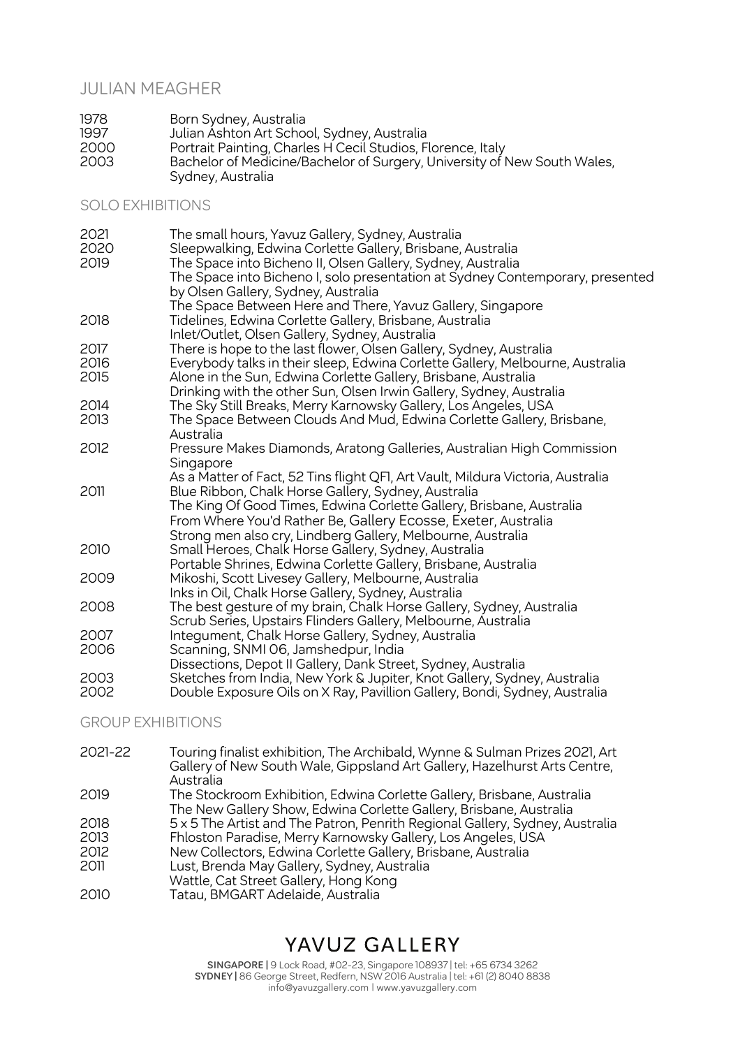# JULIAN MEAGHER

1978 Born Sydney, Australia
1997 Julian Ashton Art School, Sydney, Australia
2000 Portrait Painting, Charles H Cecil Studios, Florence, Italy
2003 Bachelor of Medicine/Bachelor of Surgery, University of New South Wales, Sydney, Australia

## SOLO EXHIBITIONS

2021 The small hours, Yavuz Gallery, Sydney, Australia
2020 Sleepwalking, Edwina Corlette Gallery, Brisbane, Australia
2019 The Space into Bicheno II, Olsen Gallery, Sydney, Australia
The Space into Bicheno I, solo presentation at Sydney Contemporary, presented by Olsen Gallery, Sydney, Australia
The Space Between Here and There, Yavuz Gallery, Singapore
2018 Tidelines, Edwina Corlette Gallery, Brisbane, Australia
Inlet/Outlet, Olsen Gallery, Sydney, Australia
2017 There is hope to the last flower, Olsen Gallery, Sydney, Australia
2016 Everybody talks in their sleep, Edwina Corlette Gallery, Melbourne, Australia
2015 Alone in the Sun, Edwina Corlette Gallery, Brisbane, Australia
Drinking with the other Sun, Olsen Irwin Gallery, Sydney, Australia
2014 The Sky Still Breaks, Merry Karnowsky Gallery, Los Angeles, USA
2013 The Space Between Clouds And Mud, Edwina Corlette Gallery, Brisbane, Australia
2012 Pressure Makes Diamonds, Aratong Galleries, Australian High Commission Singapore
As a Matter of Fact, 52 Tins flight QF1, Art Vault, Mildura Victoria, Australia
2011 Blue Ribbon, Chalk Horse Gallery, Sydney, Australia
The King Of Good Times, Edwina Corlette Gallery, Brisbane, Australia
From Where You'd Rather Be, Gallery Ecosse, Exeter, Australia
Strong men also cry, Lindberg Gallery, Melbourne, Australia
2010 Small Heroes, Chalk Horse Gallery, Sydney, Australia
Portable Shrines, Edwina Corlette Gallery, Brisbane, Australia
2009 Mikoshi, Scott Livesey Gallery, Melbourne, Australia
Inks in Oil, Chalk Horse Gallery, Sydney, Australia
2008 The best gesture of my brain, Chalk Horse Gallery, Sydney, Australia
Scrub Series, Upstairs Flinders Gallery, Melbourne, Australia
2007 Integument, Chalk Horse Gallery, Sydney, Australia
2006 Scanning, SNMI 06, Jamshedpur, India
Dissections, Depot II Gallery, Dank Street, Sydney, Australia
2003 Sketches from India, New York & Jupiter, Knot Gallery, Sydney, Australia
2002 Double Exposure Oils on X Ray, Pavillion Gallery, Bondi, Sydney, Australia

## GROUP EXHIBITIONS

2021-22 Touring finalist exhibition, The Archibald, Wynne & Sulman Prizes 2021, Art Gallery of New South Wale, Gippsland Art Gallery, Hazelhurst Arts Centre, Australia
2019 The Stockroom Exhibition, Edwina Corlette Gallery, Brisbane, Australia
The New Gallery Show, Edwina Corlette Gallery, Brisbane, Australia
2018 5 x 5 The Artist and The Patron, Penrith Regional Gallery, Sydney, Australia
2013 Fhloston Paradise, Merry Karnowsky Gallery, Los Angeles, USA
2012 New Collectors, Edwina Corlette Gallery, Brisbane, Australia
2011 Lust, Brenda May Gallery, Sydney, Australia
Wattle, Cat Street Gallery, Hong Kong
2010 Tatau, BMGART Adelaide, Australia

YAVUZ GALLERY

**SINGAPORE |** 9 Lock Road, #02-23, Singapore 108937 | tel: +65 6734 3262
**SYDNEY |** 86 George Street, Redfern, NSW 2016 Australia | tel: +61 (2) 8040 8838
info@yavuzgallery.com | www.yavuzgallery.com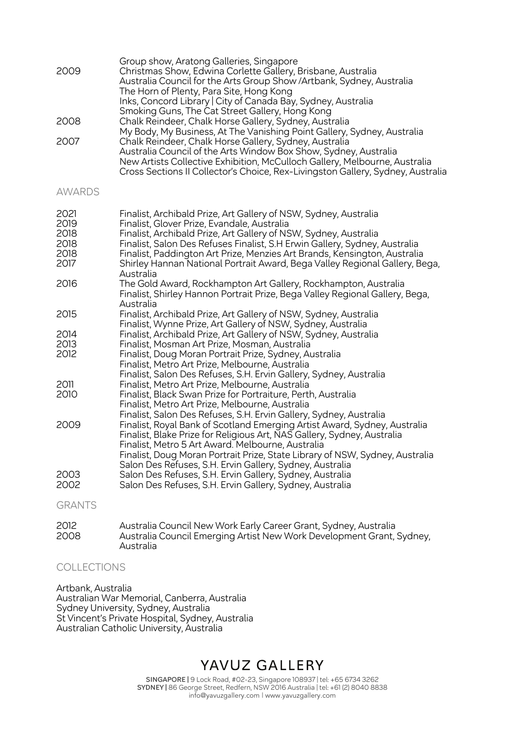| | |
|---|---|
| | Group show, Aratong Galleries, Singapore |
| 2009 | Christmas Show, Edwina Corlette Gallery, Brisbane, Australia |
| | Australia Council for the Arts Group Show /Artbank, Sydney, Australia |
| | The Horn of Plenty, Para Site, Hong Kong |
| | Inks, Concord Library \| City of Canada Bay, Sydney, Australia |
| | Smoking Guns, The Cat Street Gallery, Hong Kong |
| 2008 | Chalk Reindeer, Chalk Horse Gallery, Sydney, Australia |
| | My Body, My Business, At The Vanishing Point Gallery, Sydney, Australia |
| 2007 | Chalk Reindeer, Chalk Horse Gallery, Sydney, Australia |
| | Australia Council of the Arts Window Box Show, Sydney, Australia |
| | New Artists Collective Exhibition, McCulloch Gallery, Melbourne, Australia |
| | Cross Sections II Collector's Choice, Rex-Livingston Gallery, Sydney, Australia |

## AWARDS

| | |
|---|---|
| 2021 | Finalist, Archibald Prize, Art Gallery of NSW, Sydney, Australia |
| 2019 | Finalist, Glover Prize, Evandale, Australia |
| 2018 | Finalist, Archibald Prize, Art Gallery of NSW, Sydney, Australia |
| 2018 | Finalist, Salon Des Refuses Finalist, S.H Erwin Gallery, Sydney, Australia |
| 2018 | Finalist, Paddington Art Prize, Menzies Art Brands, Kensington, Australia |
| 2017 | Shirley Hannan National Portrait Award, Bega Valley Regional Gallery, Bega, Australia |
| 2016 | The Gold Award, Rockhampton Art Gallery, Rockhampton, Australia |
| | Finalist, Shirley Hannon Portrait Prize, Bega Valley Regional Gallery, Bega, Australia |
| 2015 | Finalist, Archibald Prize, Art Gallery of NSW, Sydney, Australia |
| | Finalist, Wynne Prize, Art Gallery of NSW, Sydney, Australia |
| 2014 | Finalist, Archibald Prize, Art Gallery of NSW, Sydney, Australia |
| 2013 | Finalist, Mosman Art Prize, Mosman, Australia |
| 2012 | Finalist, Doug Moran Portrait Prize, Sydney, Australia |
| | Finalist, Metro Art Prize, Melbourne, Australia |
| | Finalist, Salon Des Refuses, S.H. Ervin Gallery, Sydney, Australia |
| 2011 | Finalist, Metro Art Prize, Melbourne, Australia |
| 2010 | Finalist, Black Swan Prize for Portraiture, Perth, Australia |
| | Finalist, Metro Art Prize, Melbourne, Australia |
| | Finalist, Salon Des Refuses, S.H. Ervin Gallery, Sydney, Australia |
| 2009 | Finalist, Royal Bank of Scotland Emerging Artist Award, Sydney, Australia |
| | Finalist, Blake Prize for Religious Art, NAS Gallery, Sydney, Australia |
| | Finalist, Metro 5 Art Award. Melbourne, Australia |
| | Finalist, Doug Moran Portrait Prize, State Library of NSW, Sydney, Australia |
| | Salon Des Refuses, S.H. Ervin Gallery, Sydney, Australia |
| 2003 | Salon Des Refuses, S.H. Ervin Gallery, Sydney, Australia |
| 2002 | Salon Des Refuses, S.H. Ervin Gallery, Sydney, Australia |

## GRANTS

| | |
|---|---|
| 2012 | Australia Council New Work Early Career Grant, Sydney, Australia |
| 2008 | Australia Council Emerging Artist New Work Development Grant, Sydney, Australia |

## COLLECTIONS

Artbank, Australia
Australian War Memorial, Canberra, Australia
Sydney University, Sydney, Australia
St Vincent's Private Hospital, Sydney, Australia
Australian Catholic University, Australia

YAVUZ GALLERY

**SINGAPORE |** 9 Lock Road, #02-23, Singapore 108937 | tel: +65 6734 3262
**SYDNEY |** 86 George Street, Redfern, NSW 2016 Australia | tel: +61 (2) 8040 8838
info@yavuzgallery.com | www.yavuzgallery.com